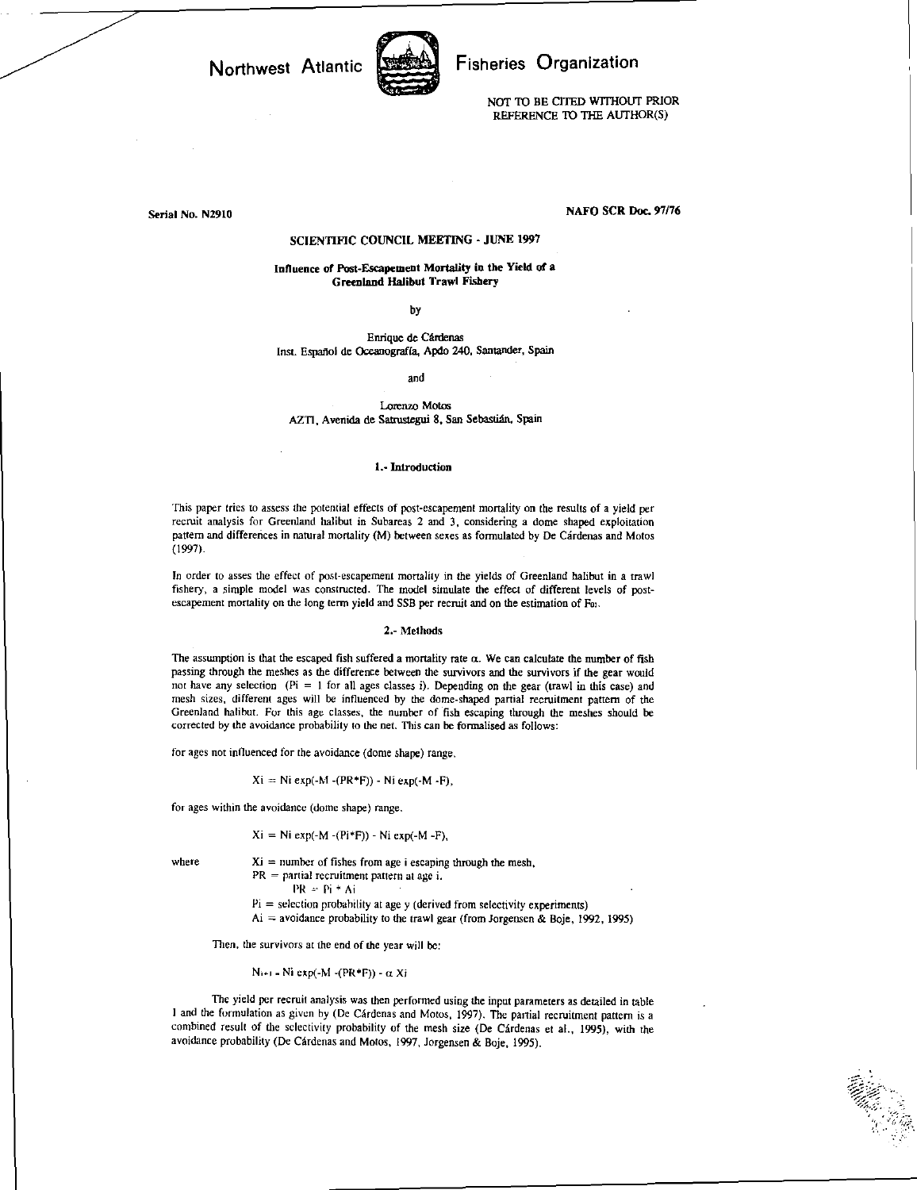Northwest Atlantic Fisheries Organization

NOT TO BE CITED WITHOUT PRIOR REFERENCE TO THE AUTHOR(S)

Serial No. N2910

NAFO SCR Doc. 97/76

SCIENTIFIC COUNCIL MEETING - JUNE 1997

# Influence of Post-Escapement Mortality in the Yield of a Greenland Halibut Trawl Fishery

by

Enrique de Cárdenas
Inst. Español de Oceanografía, Apdo 240, Santander, Spain

and

Lorenzo Motos
AZTI, Avenida de Satrustegui 8, San Sebastián, Spain

## 1.- Introduction

This paper tries to assess the potential effects of post-escapement mortality on the results of a yield per recruit analysis for Greenland halibut in Subareas 2 and 3, considering a dome shaped exploitation pattern and differences in natural mortality (M) between sexes as formulated by De Cárdenas and Motos (1997).

In order to asses the effect of post-escapement mortality in the yields of Greenland halibut in a trawl fishery, a simple model was constructed. The model simulate the effect of different levels of post-escapement mortality on the long term yield and SSB per recruit and on the estimation of $F_{01}$.

## 2.- Methods

The assumption is that the escaped fish suffered a mortality rate $\alpha$. We can calculate the number of fish passing through the meshes as the difference between the survivors and the survivors if the gear would not have any selection ($Pi = 1$ for all ages classes i). Depending on the gear (trawl in this case) and mesh sizes, different ages will be influenced by the dome-shaped partial recruitment pattern of the Greenland halibut. For this age classes, the number of fish escaping through the meshes should be corrected by the avoidance probability to the net. This can be formalised as follows:

for ages not influenced for the avoidance (dome shape) range,

$$Xi = Ni \exp(-M - (PR*F)) - Ni \exp(-M - F),$$

for ages within the avoidance (dome shape) range,

$$Xi = Ni \exp(-M - (Pi*F)) - Ni \exp(-M - F),$$

where
- $Xi$ = number of fishes from age i escaping through the mesh,
- $PR$ = partial recruitment pattern at age i.
  - $PR = Pi * Ai$
- $Pi$ = selection probability at age y (derived from selectivity experiments)
- $Ai$ = avoidance probability to the trawl gear (from Jorgensen & Boje, 1992, 1995)

Then, the survivors at the end of the year will be:

$$N_{i+1} = Ni \exp(-M - (PR*F)) - \alpha\, Xi$$

The yield per recruit analysis was then performed using the input parameters as detailed in table 1 and the formulation as given by (De Cárdenas and Motos, 1997). The partial recruitment pattern is a combined result of the selectivity probability of the mesh size (De Cárdenas et al., 1995), with the avoidance probability (De Cárdenas and Motos, 1997, Jorgensen & Boje, 1995).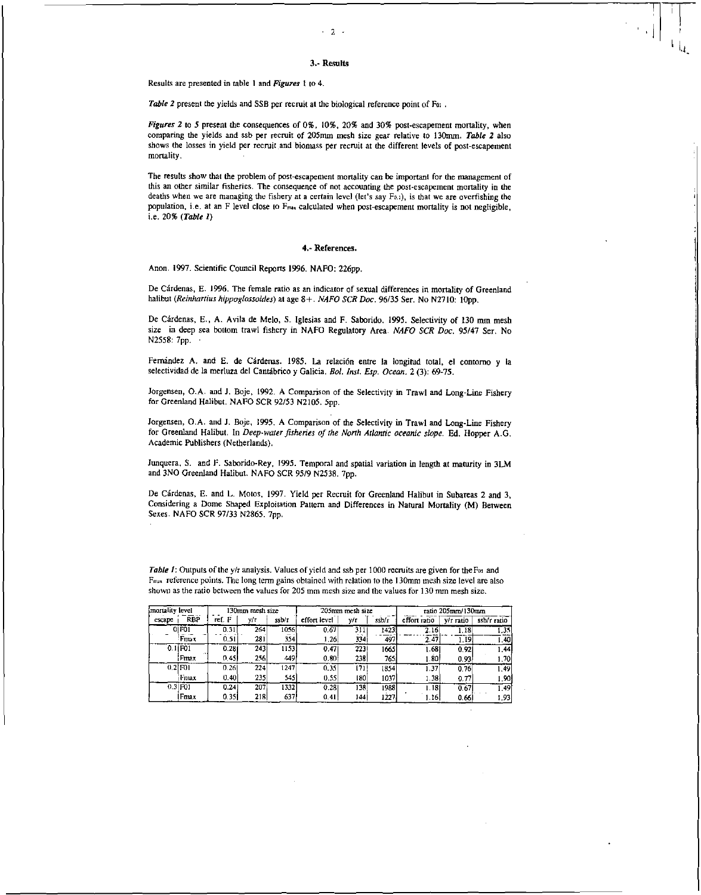## 3.- Results

Results are presented in table 1 and *Figures* 1 to 4.

*Table 2* present the yields and SSB per recruit at the biological reference point of $F_{01}$ .

*Figures 2* to *5* present the consequences of 0%, 10%, 20% and 30% post-escapement mortality, when comparing the yields and ssb per recruit of 205mm mesh size gear relative to 130mm. *Table 2* also shows the losses in yield per recruit and biomass per recruit at the different levels of post-escapement mortality.

The results show that the problem of post-escapement mortality can be important for the management of this an other similar fisheries. The consequence of not accounting the post-escapement mortality in the deaths when we are managing the fishery at a certain level (let's say $F_{0.1}$), is that we are overfishing the population, i.e. at an F level close to $F_{max}$ calculated when post-escapement mortality is not negligible, i.e. 20% (*Table 1*)

## 4.- References.

Anon. 1997. Scientific Council Reports 1996. NAFO: 226pp.

De Cárdenas, E. 1996. The female ratio as an indicator of sexual differences in mortality of Greenland halibut (*Reinhartius hippoglossoides*) at age 8+. *NAFO SCR Doc.* 96/35 Ser. No N2710: 10pp.

De Cárdenas, E., A. Avila de Melo, S. Iglesias and F. Saborido. 1995. Selectivity of 130 mm mesh size in deep sea bottom trawl fishery in NAFO Regulatory Area. *NAFO SCR Doc.* 95/47 Ser. No N2558: 7pp.

Fernández A. and E. de Cárdenas. 1985. La relación entre la longitud total, el contorno y la selectividad de la merluza del Cantábrico y Galicia. *Bol. Inst. Esp. Ocean.* 2 (3): 69-75.

Jorgensen, O.A. and J. Boje, 1992. A Comparison of the Selectivity in Trawl and Long-Line Fishery for Greenland Halibut. NAFO SCR 92/53 N2105. 5pp.

Jorgensen, O.A. and J. Boje, 1995. A Comparison of the Selectivity in Trawl and Long-Line Fishery for Greenland Halibut. In *Deep-water fisheries of the North Atlantic oceanic slope.* Ed. Hopper A.G. Academic Publishers (Netherlands).

Junquera, S. and F. Saborido-Rey, 1995. Temporal and spatial variation in length at maturity in 3LM and 3NO Greenland Halibut. NAFO SCR 95/9 N2538. 7pp.

De Cárdenas, E. and L. Motos, 1997. Yield per Recruit for Greenland Halibut in Subareas 2 and 3, Considering a Dome Shaped Exploitation Pattern and Differences in Natural Mortality (M) Between Sexes. NAFO SCR 97/33 N2865. 7pp.

*Table 1*: Outputs of the y/r analysis. Values of yield and ssb per 1000 recruits are given for the $F_{01}$ and $F_{max}$ reference points. The long term gains obtained with relation to the 130mm mesh size level are also shown as the ratio between the values for 205 mm mesh size and the values for 130 mm mesh size.

| mortality level | | 130mm mesh size | | | 205mm mesh size | | | ratio 205mm/130mm | | |
|---|---|---|---|---|---|---|---|---|---|---|
| escape | RBP | ref. F | y/r | ssb/r | effort level | y/r | ssb/r | effort ratio | y/r ratio | ssb/r ratio |
| 0 | F01 | 0.31 | 264 | 1056 | 0.67 | 311 | 1423 | 2.16 | 1.18 | 1.35 |
| | Fmax | 0.51 | 281 | 354 | 1.26 | 334 | 497 | 2.47 | 1.19 | 1.40 |
| 0.1 | F01 | 0.28 | 243 | 1153 | 0.47 | 223 | 1665 | 1.68 | 0.92 | 1.44 |
| | Fmax | 0.45 | 256 | 449 | 0.80 | 238 | 765 | 1.80 | 0.93 | 1.70 |
| 0.2 | F01 | 0.26 | 224 | 1247 | 0.35 | 171 | 1854 | 1.37 | 0.76 | 1.49 |
| | Fmax | 0.40 | 235 | 545 | 0.55 | 180 | 1037 | 1.38 | 0.77 | 1.90 |
| 0.3 | F01 | 0.24 | 207 | 1332 | 0.28 | 138 | 1988 | 1.18 | 0.67 | 1.49 |
| | Fmax | 0.35 | 218 | 637 | 0.41 | 144 | 1227 | 1.16 | 0.66 | 1.93 |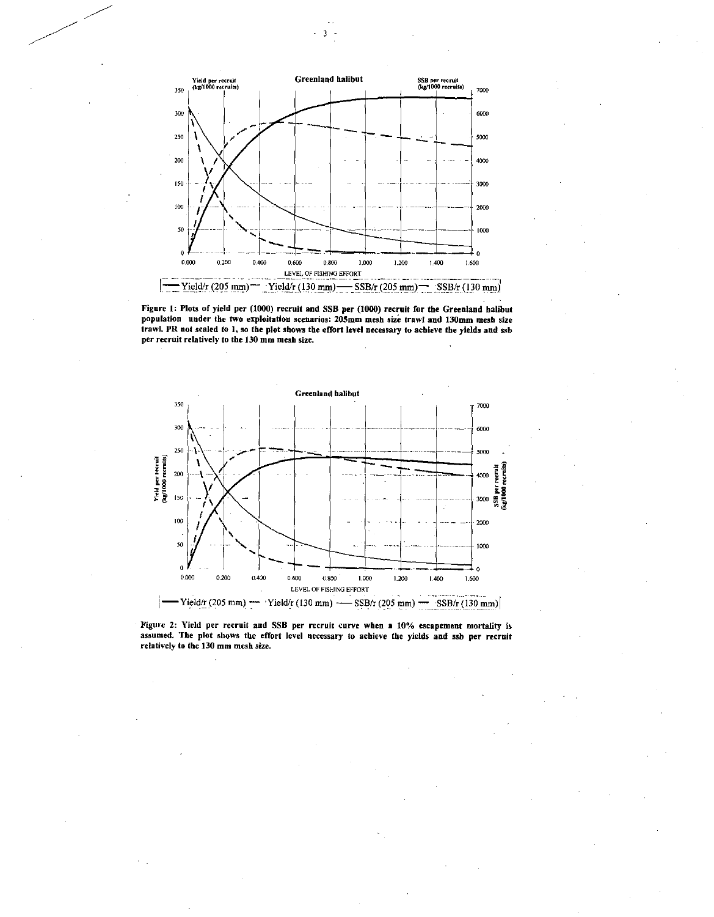Figure 1: Plots of yield per (1000) recruit and SSB per (1000) recruit for the Greenland halibut population under the two exploitation scenarios: 205mm mesh size trawl and 130mm mesh size trawl. PR not scaled to 1, so the plot shows the effort level necessary to achieve the yields and ssb per recruit relatively to the 130 mm mesh size.

Figure 2: Yield per recruit and SSB per recruit curve when a 10% escapement mortality is assumed. The plot shows the effort level necessary to achieve the yields and ssb per recruit relatively to the 130 mm mesh size.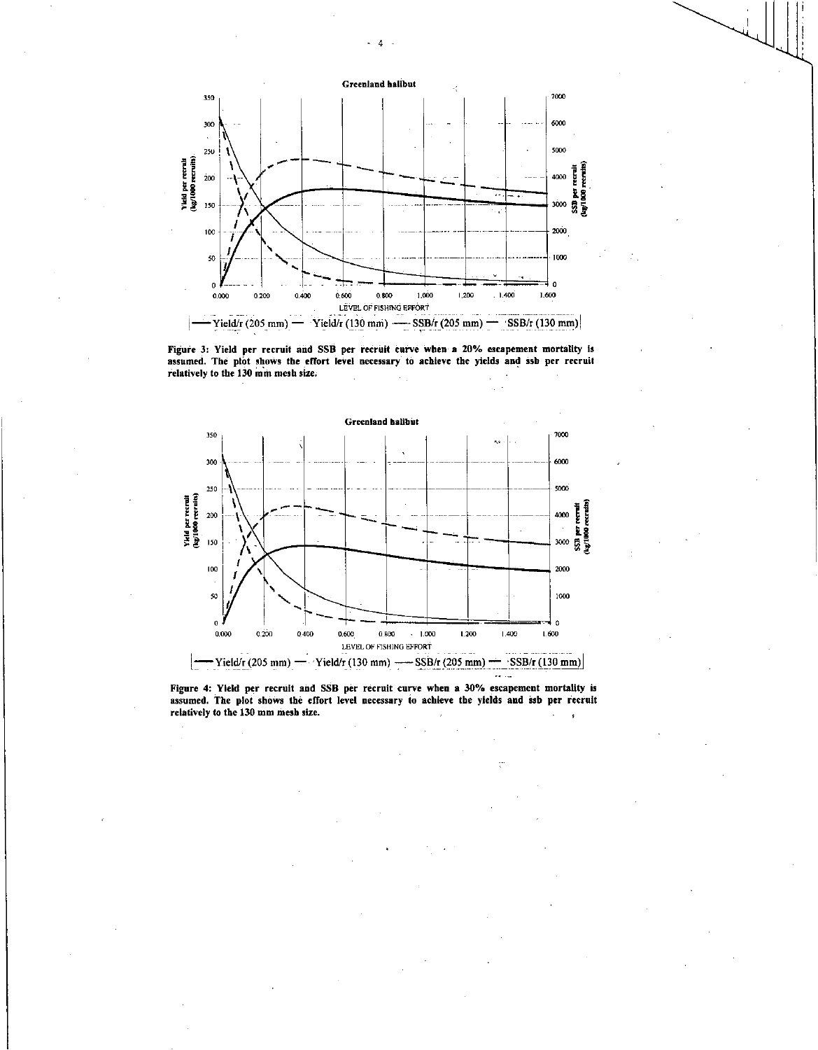Greenland halibut

350
300
250
200
150
100
50
0

Yield per recruit (kg/1000 recruits)

7000
6000
5000
4000
3000
2000
1000
0

SSB per recruit (kg/1000 recruits)

0.000 0.200 0.400 0.600 0.800 1.000 1.200 1.400 1.600

LEVEL OF FISHING EFFORT

Yield/r (205 mm) — Yield/r (130 mm) — SSB/r (205 mm) — SSB/r (130 mm)

**Figure 3: Yield per recruit and SSB per recruit curve when a 20% escapement mortality is assumed. The plot shows the effort level necessary to achieve the yields and ssb per recruit relatively to the 130 mm mesh size.**

Greenland halibut

350
300
250
200
150
100
50
0

Yield per recruit (kg/1000 recruits)

7000
6000
5000
4000
3000
2000
1000
0

SSB per recruit (kg/1000 recruits)

0.000 0.200 0.400 0.600 0.800 1.000 1.200 1.400 1.600

LEVEL OF FISHING EFFORT

Yield/r (205 mm) — Yield/r (130 mm) — SSB/r (205 mm) — SSB/r (130 mm)

**Figure 4: Yield per recruit and SSB per recruit curve when a 30% escapement mortality is assumed. The plot shows the effort level necessary to achieve the yields and ssb per recruit relatively to the 130 mm mesh size.**